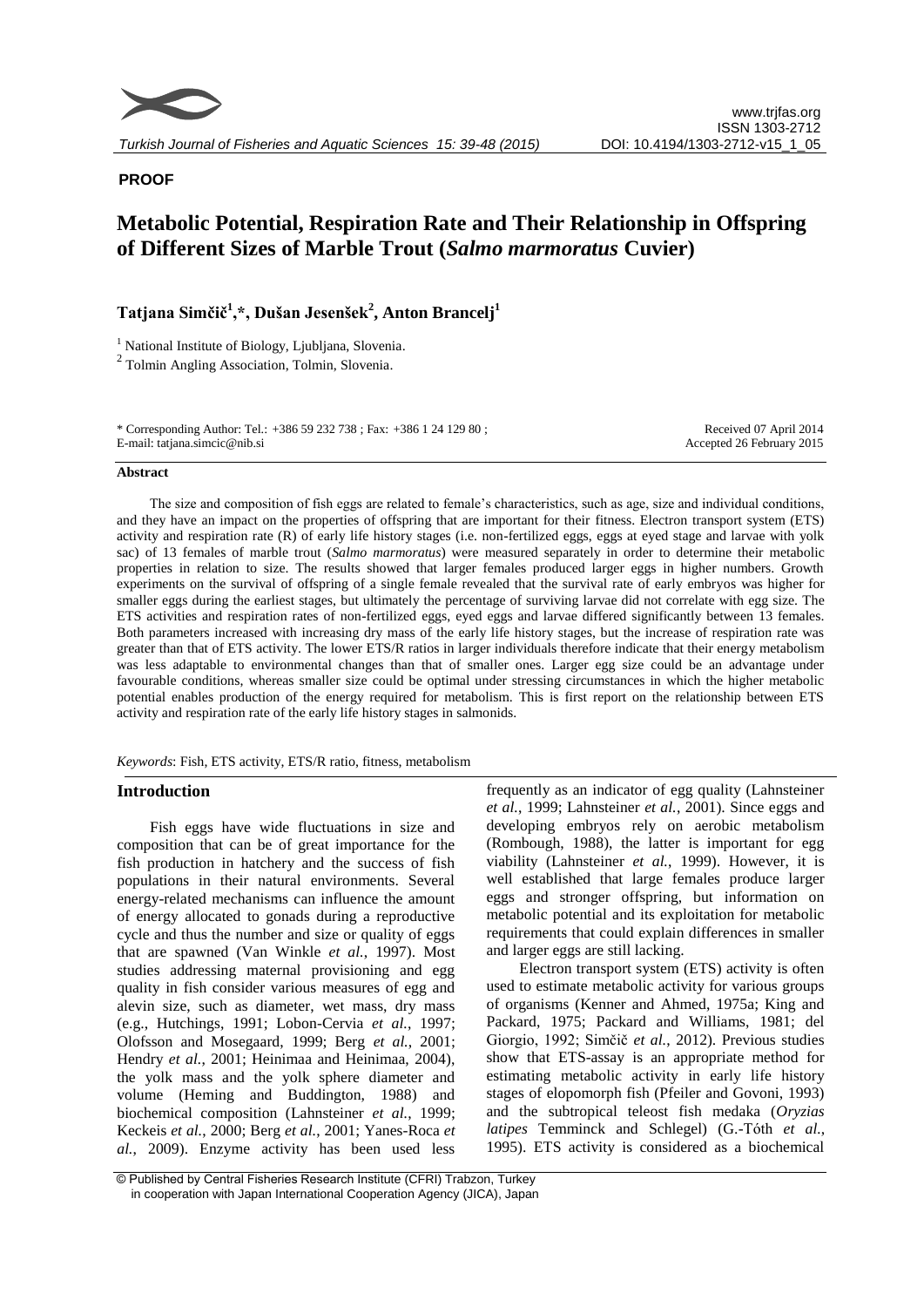**PROOF**

# Metabolic Potential, Respiration Rate and Their Relationship in Offspring of Different Sizes of Marble Trout (*Salmo marmoratus* Cuvier)

**Tatjana Simčič[1],\*, Dušan Jesenšek[2], Anton Brancelj[1]**

[1] National Institute of Biology, Ljubljana, Slovenia.

[2] Tolmin Angling Association, Tolmin, Slovenia.

\* Corresponding Author: Tel.: +386 59 232 738 ; Fax: +386 1 24 129 80 ; E-mail: tatjana.simcic@nib.si

Received 07 April 2014
Accepted 26 February 2015

## Abstract

The size and composition of fish eggs are related to female's characteristics, such as age, size and individual conditions, and they have an impact on the properties of offspring that are important for their fitness. Electron transport system (ETS) activity and respiration rate (R) of early life history stages (i.e. non-fertilized eggs, eggs at eyed stage and larvae with yolk sac) of 13 females of marble trout (*Salmo marmoratus*) were measured separately in order to determine their metabolic properties in relation to size. The results showed that larger females produced larger eggs in higher numbers. Growth experiments on the survival of offspring of a single female revealed that the survival rate of early embryos was higher for smaller eggs during the earliest stages, but ultimately the percentage of surviving larvae did not correlate with egg size. The ETS activities and respiration rates of non-fertilized eggs, eyed eggs and larvae differed significantly between 13 females. Both parameters increased with increasing dry mass of the early life history stages, but the increase of respiration rate was greater than that of ETS activity. The lower ETS/R ratios in larger individuals therefore indicate that their energy metabolism was less adaptable to environmental changes than that of smaller ones. Larger egg size could be an advantage under favourable conditions, whereas smaller size could be optimal under stressing circumstances in which the higher metabolic potential enables production of the energy required for metabolism. This is first report on the relationship between ETS activity and respiration rate of the early life history stages in salmonids.

*Keywords*: Fish, ETS activity, ETS/R ratio, fitness, metabolism

## Introduction

Fish eggs have wide fluctuations in size and composition that can be of great importance for the fish production in hatchery and the success of fish populations in their natural environments. Several energy-related mechanisms can influence the amount of energy allocated to gonads during a reproductive cycle and thus the number and size or quality of eggs that are spawned (Van Winkle *et al.*, 1997). Most studies addressing maternal provisioning and egg quality in fish consider various measures of egg and alevin size, such as diameter, wet mass, dry mass (e.g., Hutchings, 1991; Lobon-Cervia *et al.*, 1997; Olofsson and Mosegaard, 1999; Berg *et al.*, 2001; Hendry *et al.*, 2001; Heinimaa and Heinimaa, 2004), the yolk mass and the yolk sphere diameter and volume (Heming and Buddington, 1988) and biochemical composition (Lahnsteiner *et al.*, 1999; Keckeis *et al.*, 2000; Berg *et al.*, 2001; Yanes-Roca *et al.*, 2009). Enzyme activity has been used less frequently as an indicator of egg quality (Lahnsteiner *et al.*, 1999; Lahnsteiner *et al.*, 2001). Since eggs and developing embryos rely on aerobic metabolism (Rombough, 1988), the latter is important for egg viability (Lahnsteiner *et al.*, 1999). However, it is well established that large females produce larger eggs and stronger offspring, but information on metabolic potential and its exploitation for metabolic requirements that could explain differences in smaller and larger eggs are still lacking.

Electron transport system (ETS) activity is often used to estimate metabolic activity for various groups of organisms (Kenner and Ahmed, 1975a; King and Packard, 1975; Packard and Williams, 1981; del Giorgio, 1992; Simčič *et al.*, 2012). Previous studies show that ETS-assay is an appropriate method for estimating metabolic activity in early life history stages of elopomorph fish (Pfeiler and Govoni, 1993) and the subtropical teleost fish medaka (*Oryzias latipes* Temminck and Schlegel) (G.-Tóth *et al.*, 1995). ETS activity is considered as a biochemical

© Published by Central Fisheries Research Institute (CFRI) Trabzon, Turkey in cooperation with Japan International Cooperation Agency (JICA), Japan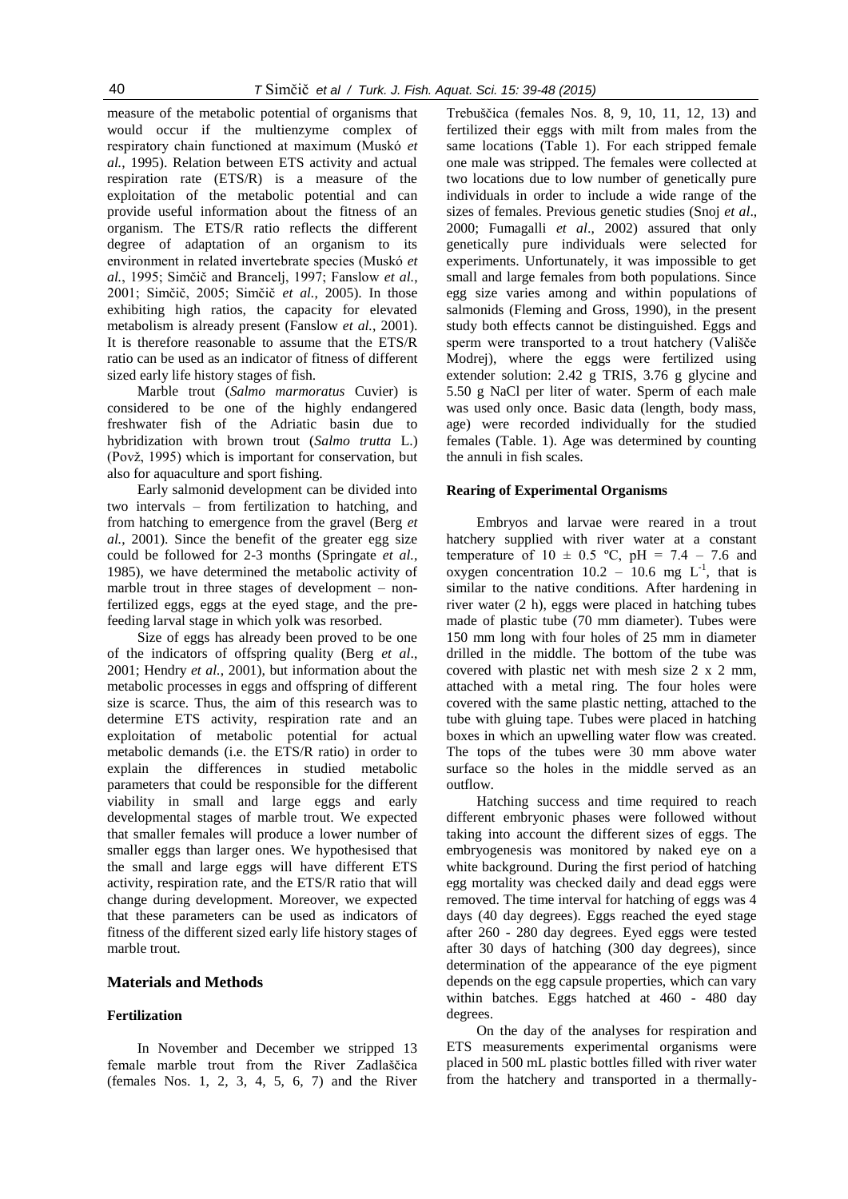measure of the metabolic potential of organisms that would occur if the multienzyme complex of respiratory chain functioned at maximum (Muskó *et al.*, 1995). Relation between ETS activity and actual respiration rate (ETS/R) is a measure of the exploitation of the metabolic potential and can provide useful information about the fitness of an organism. The ETS/R ratio reflects the different degree of adaptation of an organism to its environment in related invertebrate species (Muskó *et al.*, 1995; Simčič and Brancelj, 1997; Fanslow *et al.*, 2001; Simčič, 2005; Simčič *et al.*, 2005). In those exhibiting high ratios, the capacity for elevated metabolism is already present (Fanslow *et al.*, 2001). It is therefore reasonable to assume that the ETS/R ratio can be used as an indicator of fitness of different sized early life history stages of fish.

Marble trout (*Salmo marmoratus* Cuvier) is considered to be one of the highly endangered freshwater fish of the Adriatic basin due to hybridization with brown trout (*Salmo trutta* L.) (Povž, 1995) which is important for conservation, but also for aquaculture and sport fishing.

Early salmonid development can be divided into two intervals – from fertilization to hatching, and from hatching to emergence from the gravel (Berg *et al.*, 2001). Since the benefit of the greater egg size could be followed for 2-3 months (Springate *et al.*, 1985), we have determined the metabolic activity of marble trout in three stages of development – non-fertilized eggs, eggs at the eyed stage, and the pre-feeding larval stage in which yolk was resorbed.

Size of eggs has already been proved to be one of the indicators of offspring quality (Berg *et al*., 2001; Hendry *et al.*, 2001), but information about the metabolic processes in eggs and offspring of different size is scarce. Thus, the aim of this research was to determine ETS activity, respiration rate and an exploitation of metabolic potential for actual metabolic demands (i.e. the ETS/R ratio) in order to explain the differences in studied metabolic parameters that could be responsible for the different viability in small and large eggs and early developmental stages of marble trout. We expected that smaller females will produce a lower number of smaller eggs than larger ones. We hypothesised that the small and large eggs will have different ETS activity, respiration rate, and the ETS/R ratio that will change during development. Moreover, we expected that these parameters can be used as indicators of fitness of the different sized early life history stages of marble trout.

## Materials and Methods

### Fertilization

In November and December we stripped 13 female marble trout from the River Zadlaščica (females Nos. 1, 2, 3, 4, 5, 6, 7) and the River Trebuščica (females Nos. 8, 9, 10, 11, 12, 13) and fertilized their eggs with milt from males from the same locations (Table 1). For each stripped female one male was stripped. The females were collected at two locations due to low number of genetically pure individuals in order to include a wide range of the sizes of females. Previous genetic studies (Snoj *et al*., 2000; Fumagalli *et al*., 2002) assured that only genetically pure individuals were selected for experiments. Unfortunately, it was impossible to get small and large females from both populations. Since egg size varies among and within populations of salmonids (Fleming and Gross, 1990), in the present study both effects cannot be distinguished. Eggs and sperm were transported to a trout hatchery (Vališče Modrej), where the eggs were fertilized using extender solution: 2.42 g TRIS, 3.76 g glycine and 5.50 g NaCl per liter of water. Sperm of each male was used only once. Basic data (length, body mass, age) were recorded individually for the studied females (Table. 1). Age was determined by counting the annuli in fish scales.

### Rearing of Experimental Organisms

Embryos and larvae were reared in a trout hatchery supplied with river water at a constant temperature of $10 \pm 0.5$ ºC, pH = 7.4 – 7.6 and oxygen concentration 10.2 – 10.6 mg $L^{-1}$, that is similar to the native conditions. After hardening in river water (2 h), eggs were placed in hatching tubes made of plastic tube (70 mm diameter). Tubes were 150 mm long with four holes of 25 mm in diameter drilled in the middle. The bottom of the tube was covered with plastic net with mesh size 2 x 2 mm, attached with a metal ring. The four holes were covered with the same plastic netting, attached to the tube with gluing tape. Tubes were placed in hatching boxes in which an upwelling water flow was created. The tops of the tubes were 30 mm above water surface so the holes in the middle served as an outflow.

Hatching success and time required to reach different embryonic phases were followed without taking into account the different sizes of eggs. The embryogenesis was monitored by naked eye on a white background. During the first period of hatching egg mortality was checked daily and dead eggs were removed. The time interval for hatching of eggs was 4 days (40 day degrees). Eggs reached the eyed stage after 260 - 280 day degrees. Eyed eggs were tested after 30 days of hatching (300 day degrees), since determination of the appearance of the eye pigment depends on the egg capsule properties, which can vary within batches. Eggs hatched at 460 - 480 day degrees.

On the day of the analyses for respiration and ETS measurements experimental organisms were placed in 500 mL plastic bottles filled with river water from the hatchery and transported in a thermally-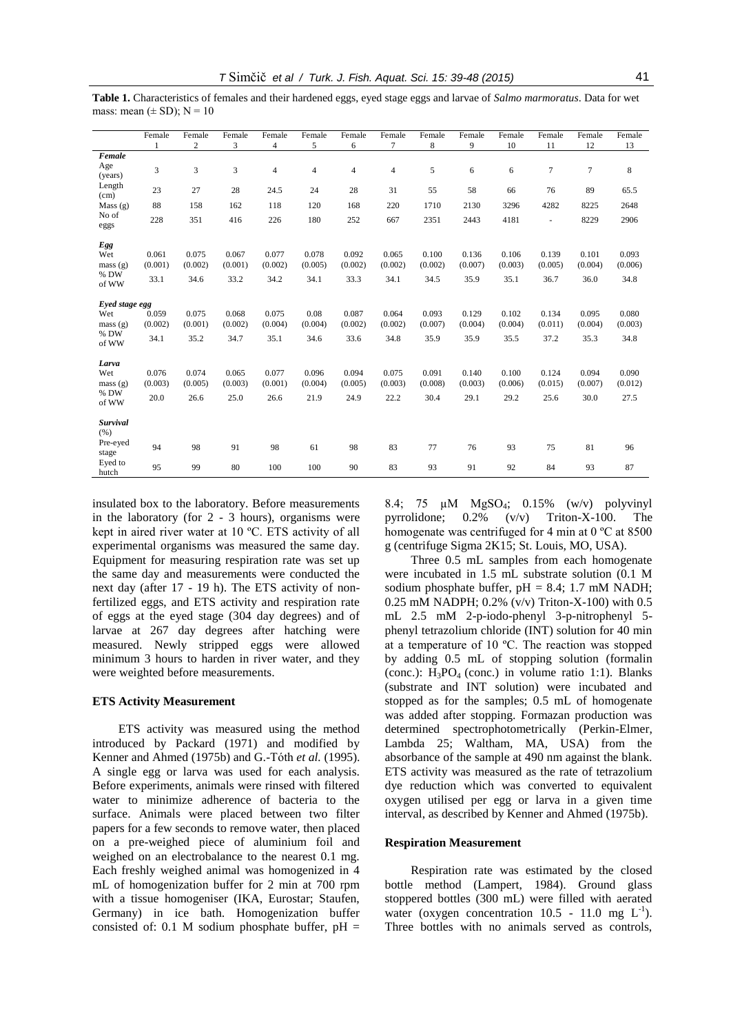**Table 1.** Characteristics of females and their hardened eggs, eyed stage eggs and larvae of *Salmo marmoratus*. Data for wet mass: mean (± SD); N = 10

| | Female 1 | Female 2 | Female 3 | Female 4 | Female 5 | Female 6 | Female 7 | Female 8 | Female 9 | Female 10 | Female 11 | Female 12 | Female 13 |
|---|---|---|---|---|---|---|---|---|---|---|---|---|---|
| ***Female*** | | | | | | | | | | | | | |
| Age (years) | 3 | 3 | 3 | 4 | 4 | 4 | 4 | 5 | 6 | 6 | 7 | 7 | 8 |
| Length (cm) | 23 | 27 | 28 | 24.5 | 24 | 28 | 31 | 55 | 58 | 66 | 76 | 89 | 65.5 |
| Mass (g) | 88 | 158 | 162 | 118 | 120 | 168 | 220 | 1710 | 2130 | 3296 | 4282 | 8225 | 2648 |
| No of eggs | 228 | 351 | 416 | 226 | 180 | 252 | 667 | 2351 | 2443 | 4181 | - | 8229 | 2906 |
| ***Egg*** | | | | | | | | | | | | | |
| Wet mass (g) | 0.061 (0.001) | 0.075 (0.002) | 0.067 (0.001) | 0.077 (0.002) | 0.078 (0.005) | 0.092 (0.002) | 0.065 (0.002) | 0.100 (0.002) | 0.136 (0.007) | 0.106 (0.003) | 0.139 (0.005) | 0.101 (0.004) | 0.093 (0.006) |
| % DW of WW | 33.1 | 34.6 | 33.2 | 34.2 | 34.1 | 33.3 | 34.1 | 34.5 | 35.9 | 35.1 | 36.7 | 36.0 | 34.8 |
| ***Eyed stage egg*** | | | | | | | | | | | | | |
| Wet mass (g) | 0.059 (0.002) | 0.075 (0.001) | 0.068 (0.002) | 0.075 (0.004) | 0.08 (0.004) | 0.087 (0.002) | 0.064 (0.002) | 0.093 (0.007) | 0.129 (0.004) | 0.102 (0.004) | 0.134 (0.011) | 0.095 (0.004) | 0.080 (0.003) |
| % DW of WW | 34.1 | 35.2 | 34.7 | 35.1 | 34.6 | 33.6 | 34.8 | 35.9 | 35.9 | 35.5 | 37.2 | 35.3 | 34.8 |
| ***Larva*** | | | | | | | | | | | | | |
| Wet mass (g) | 0.076 (0.003) | 0.074 (0.005) | 0.065 (0.003) | 0.077 (0.001) | 0.096 (0.004) | 0.094 (0.005) | 0.075 (0.003) | 0.091 (0.008) | 0.140 (0.003) | 0.100 (0.006) | 0.124 (0.015) | 0.094 (0.007) | 0.090 (0.012) |
| % DW of WW | 20.0 | 26.6 | 25.0 | 26.6 | 21.9 | 24.9 | 22.2 | 30.4 | 29.1 | 29.2 | 25.6 | 30.0 | 27.5 |
| ***Survival*** (%) | | | | | | | | | | | | | |
| Pre-eyed stage | 94 | 98 | 91 | 98 | 61 | 98 | 83 | 77 | 76 | 93 | 75 | 81 | 96 |
| Eyed to hutch | 95 | 99 | 80 | 100 | 100 | 90 | 83 | 93 | 91 | 92 | 84 | 93 | 87 |

insulated box to the laboratory. Before measurements in the laboratory (for 2 - 3 hours), organisms were kept in aired river water at 10 ºC. ETS activity of all experimental organisms was measured the same day. Equipment for measuring respiration rate was set up the same day and measurements were conducted the next day (after 17 - 19 h). The ETS activity of non-fertilized eggs, and ETS activity and respiration rate of eggs at the eyed stage (304 day degrees) and of larvae at 267 day degrees after hatching were measured. Newly stripped eggs were allowed minimum 3 hours to harden in river water, and they were weighted before measurements.

### ETS Activity Measurement

ETS activity was measured using the method introduced by Packard (1971) and modified by Kenner and Ahmed (1975b) and G.-Tóth *et al.* (1995). A single egg or larva was used for each analysis. Before experiments, animals were rinsed with filtered water to minimize adherence of bacteria to the surface. Animals were placed between two filter papers for a few seconds to remove water, then placed on a pre-weighed piece of aluminium foil and weighed on an electrobalance to the nearest 0.1 mg. Each freshly weighed animal was homogenized in 4 mL of homogenization buffer for 2 min at 700 rpm with a tissue homogeniser (IKA, Eurostar; Staufen, Germany) in ice bath. Homogenization buffer consisted of: 0.1 M sodium phosphate buffer, pH = 8.4; 75 μM $MgSO_4$; 0.15% (w/v) polyvinyl pyrrolidone; 0.2% (v/v) Triton-X-100. The homogenate was centrifuged for 4 min at 0 ºC at 8500 g (centrifuge Sigma 2K15; St. Louis, MO, USA).

Three 0.5 mL samples from each homogenate were incubated in 1.5 mL substrate solution (0.1 M sodium phosphate buffer, pH = 8.4; 1.7 mM NADH; 0.25 mM NADPH; 0.2% (v/v) Triton-X-100) with 0.5 mL 2.5 mM 2-p-iodo-phenyl 3-p-nitrophenyl 5-phenyl tetrazolium chloride (INT) solution for 40 min at a temperature of 10 ºC. The reaction was stopped by adding 0.5 mL of stopping solution (formalin (conc.): $H_3PO_4$ (conc.) in volume ratio 1:1). Blanks (substrate and INT solution) were incubated and stopped as for the samples; 0.5 mL of homogenate was added after stopping. Formazan production was determined spectrophotometrically (Perkin-Elmer, Lambda 25; Waltham, MA, USA) from the absorbance of the sample at 490 nm against the blank. ETS activity was measured as the rate of tetrazolium dye reduction which was converted to equivalent oxygen utilised per egg or larva in a given time interval, as described by Kenner and Ahmed (1975b).

### Respiration Measurement

Respiration rate was estimated by the closed bottle method (Lampert, 1984). Ground glass stoppered bottles (300 mL) were filled with aerated water (oxygen concentration 10.5 - 11.0 mg $L^{-1}$). Three bottles with no animals served as controls,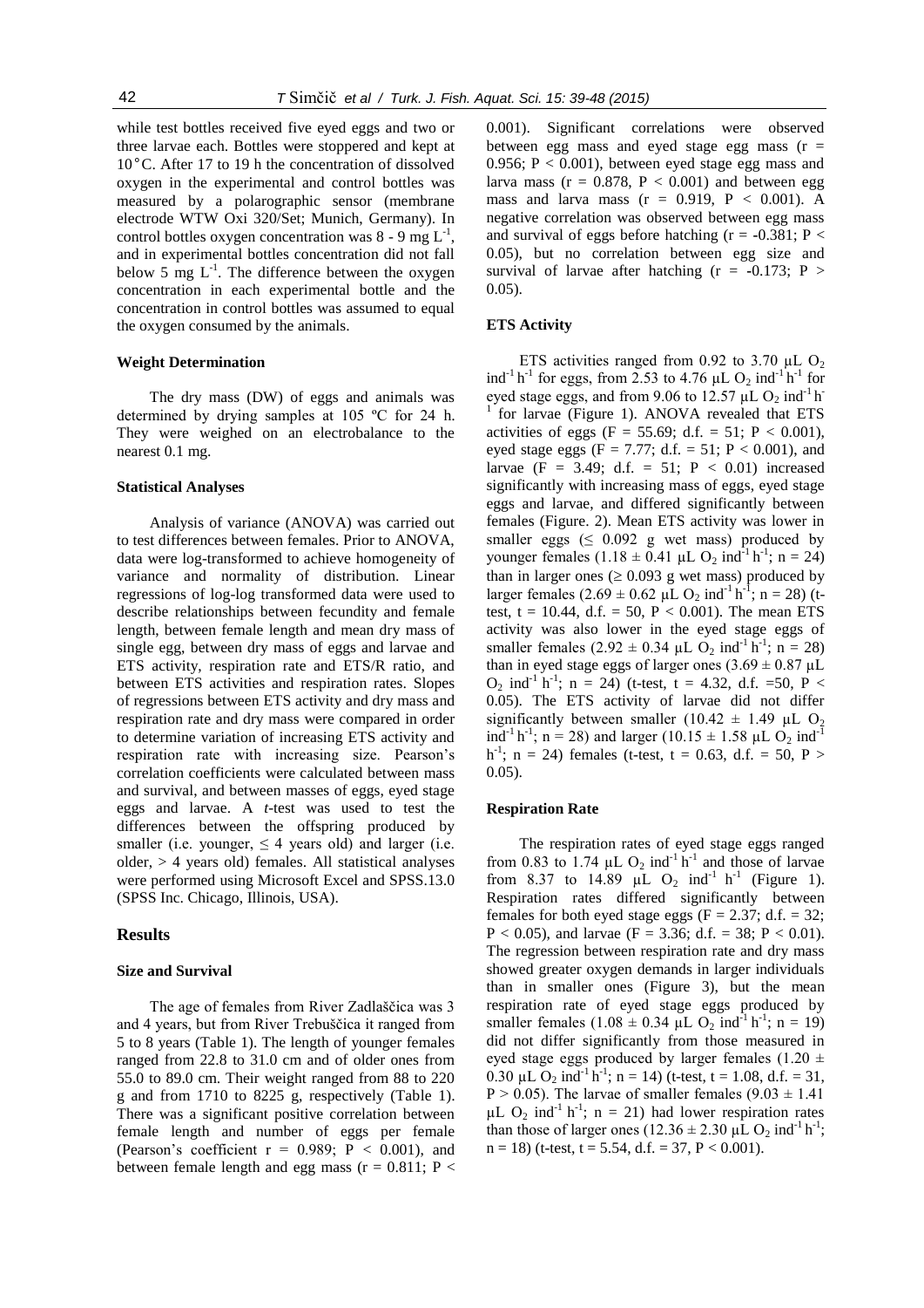while test bottles received five eyed eggs and two or three larvae each. Bottles were stoppered and kept at 10°C. After 17 to 19 h the concentration of dissolved oxygen in the experimental and control bottles was measured by a polarographic sensor (membrane electrode WTW Oxi 320/Set; Munich, Germany). In control bottles oxygen concentration was 8 - 9 mg $L^{-1}$, and in experimental bottles concentration did not fall below 5 mg $L^{-1}$. The difference between the oxygen concentration in each experimental bottle and the concentration in control bottles was assumed to equal the oxygen consumed by the animals.

### Weight Determination

The dry mass (DW) of eggs and animals was determined by drying samples at 105 ºC for 24 h. They were weighed on an electrobalance to the nearest 0.1 mg.

### Statistical Analyses

Analysis of variance (ANOVA) was carried out to test differences between females. Prior to ANOVA, data were log-transformed to achieve homogeneity of variance and normality of distribution. Linear regressions of log-log transformed data were used to describe relationships between fecundity and female length, between female length and mean dry mass of single egg, between dry mass of eggs and larvae and ETS activity, respiration rate and ETS/R ratio, and between ETS activities and respiration rates. Slopes of regressions between ETS activity and dry mass and respiration rate and dry mass were compared in order to determine variation of increasing ETS activity and respiration rate with increasing size. Pearson's correlation coefficients were calculated between mass and survival, and between masses of eggs, eyed stage eggs and larvae. A *t*-test was used to test the differences between the offspring produced by smaller (i.e. younger, ≤ 4 years old) and larger (i.e. older, > 4 years old) females. All statistical analyses were performed using Microsoft Excel and SPSS.13.0 (SPSS Inc. Chicago, Illinois, USA).

## Results

### Size and Survival

The age of females from River Zadlaščica was 3 and 4 years, but from River Trebuščica it ranged from 5 to 8 years (Table 1). The length of younger females ranged from 22.8 to 31.0 cm and of older ones from 55.0 to 89.0 cm. Their weight ranged from 88 to 220 g and from 1710 to 8225 g, respectively (Table 1). There was a significant positive correlation between female length and number of eggs per female (Pearson's coefficient $r = 0.989$; $P < 0.001$), and between female length and egg mass ($r = 0.811$; $P < 0.001$). Significant correlations were observed between egg mass and eyed stage egg mass ($r = 0.956$; $P < 0.001$), between eyed stage egg mass and larva mass ($r = 0.878$, $P < 0.001$) and between egg mass and larva mass ($r = 0.919$, $P < 0.001$). A negative correlation was observed between egg mass and survival of eggs before hatching ($r = -0.381$; $P < 0.05$), but no correlation between egg size and survival of larvae after hatching ($r = -0.173$; $P > 0.05$).

### ETS Activity

ETS activities ranged from 0.92 to 3.70 μL $O_2$ $ind^{-1}$ $h^{-1}$ for eggs, from 2.53 to 4.76 μL $O_2$ $ind^{-1}$ $h^{-1}$ for eyed stage eggs, and from 9.06 to 12.57 μL $O_2$ $ind^{-1}$ $h^{-1}$ for larvae (Figure 1). ANOVA revealed that ETS activities of eggs ($F = 55.69$; d.f. = 51; $P < 0.001$), eyed stage eggs ($F = 7.77$; d.f. = 51; $P < 0.001$), and larvae ($F = 3.49$; d.f. = 51; $P < 0.01$) increased significantly with increasing mass of eggs, eyed stage eggs and larvae, and differed significantly between females (Figure. 2). Mean ETS activity was lower in smaller eggs (≤ 0.092 g wet mass) produced by younger females (1.18 ± 0.41 μL $O_2$ $ind^{-1}$ $h^{-1}$; n = 24) than in larger ones (≥ 0.093 g wet mass) produced by larger females (2.69 ± 0.62 μL $O_2$ $ind^{-1}$ $h^{-1}$; n = 28) (t-test, $t = 10.44$, d.f. = 50, $P < 0.001$). The mean ETS activity was also lower in the eyed stage eggs of smaller females (2.92 ± 0.34 μL $O_2$ $ind^{-1}$ $h^{-1}$; n = 28) than in eyed stage eggs of larger ones (3.69 ± 0.87 μL $O_2$ $ind^{-1}$ $h^{-1}$; n = 24) (t-test, $t = 4.32$, d.f. =50, $P < 0.05$). The ETS activity of larvae did not differ significantly between smaller (10.42 ± 1.49 μL $O_2$ $ind^{-1}$ $h^{-1}$; n = 28) and larger (10.15 ± 1.58 μL $O_2$ $ind^{-1}$ $h^{-1}$; n = 24) females (t-test, $t = 0.63$, d.f. = 50, $P > 0.05$).

### Respiration Rate

The respiration rates of eyed stage eggs ranged from 0.83 to 1.74 μL $O_2$ $ind^{-1}$ $h^{-1}$ and those of larvae from 8.37 to 14.89 μL $O_2$ $ind^{-1}$ $h^{-1}$ (Figure 1). Respiration rates differed significantly between females for both eyed stage eggs ($F = 2.37$; d.f. = 32; $P < 0.05$), and larvae ($F = 3.36$; d.f. = 38; $P < 0.01$). The regression between respiration rate and dry mass showed greater oxygen demands in larger individuals than in smaller ones (Figure 3), but the mean respiration rate of eyed stage eggs produced by smaller females (1.08 ± 0.34 μL $O_2$ $ind^{-1}$ $h^{-1}$; n = 19) did not differ significantly from those measured in eyed stage eggs produced by larger females (1.20 ± 0.30 μL $O_2$ $ind^{-1}$ $h^{-1}$; n = 14) (t-test, $t = 1.08$, d.f. = 31, $P > 0.05$). The larvae of smaller females (9.03 ± 1.41 μL $O_2$ $ind^{-1}$ $h^{-1}$; n = 21) had lower respiration rates than those of larger ones (12.36 ± 2.30 μL $O_2$ $ind^{-1}$ $h^{-1}$; n = 18) (t-test, $t = 5.54$, d.f. = 37, $P < 0.001$).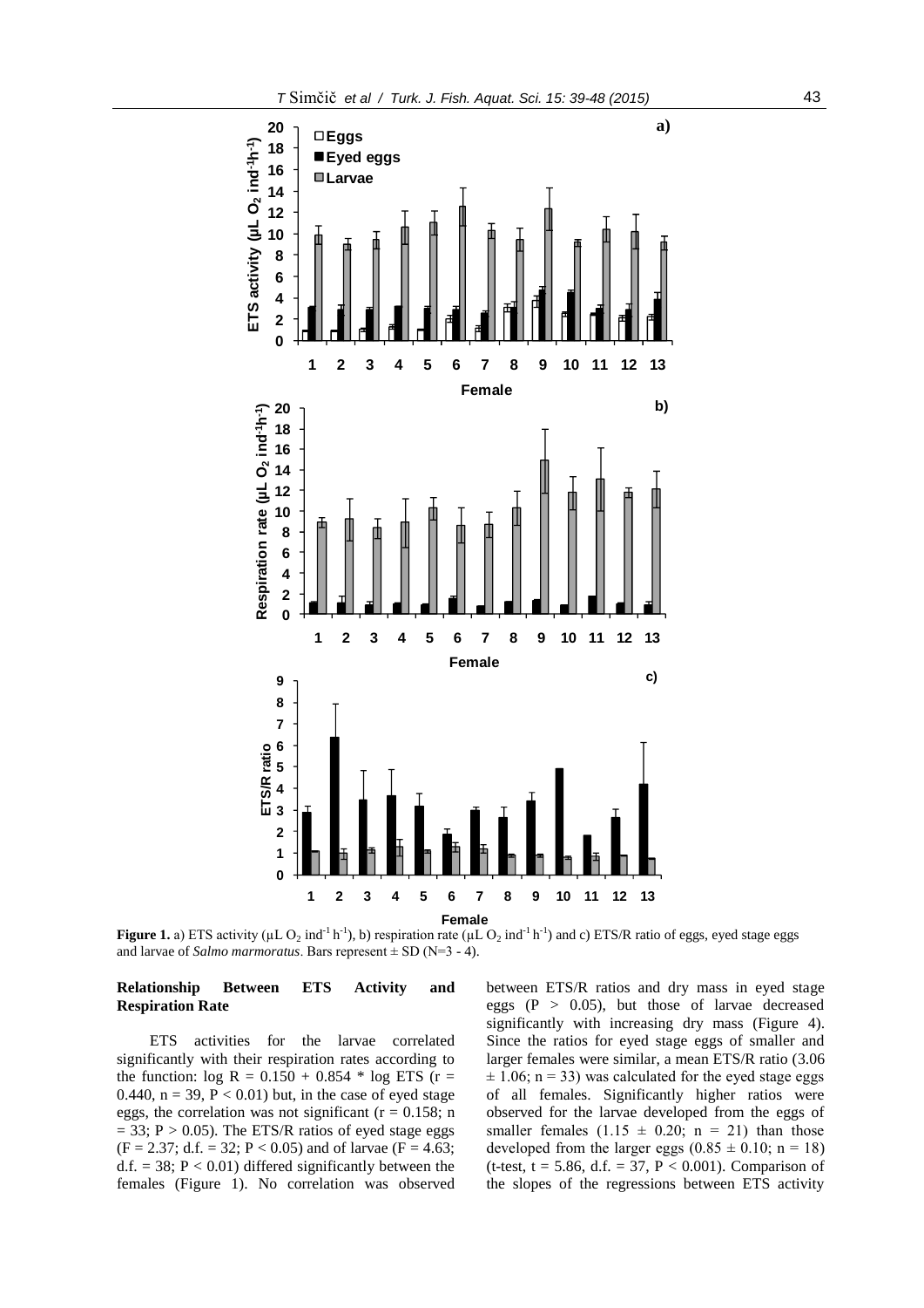**Figure 1.** a) ETS activity (µL $O_2$ ind$^{-1}$ h$^{-1}$), b) respiration rate (µL $O_2$ ind$^{-1}$ h$^{-1}$) and c) ETS/R ratio of eggs, eyed stage eggs and larvae of *Salmo marmoratus*. Bars represent ± SD (N=3 - 4).

### Relationship Between ETS Activity and Respiration Rate

ETS activities for the larvae correlated significantly with their respiration rates according to the function: log R = 0.150 + 0.854 * log ETS (r = 0.440, n = 39, $P < 0.01$) but, in the case of eyed stage eggs, the correlation was not significant (r = 0.158; n = 33; $P > 0.05$). The ETS/R ratios of eyed stage eggs (F = 2.37; d.f. = 32; $P < 0.05$) and of larvae (F = 4.63; d.f. = 38; $P < 0.01$) differed significantly between the females (Figure 1). No correlation was observed between ETS/R ratios and dry mass in eyed stage eggs ($P > 0.05$), but those of larvae decreased significantly with increasing dry mass (Figure 4). Since the ratios for eyed stage eggs of smaller and larger females were similar, a mean ETS/R ratio (3.06 ± 1.06; n = 33) was calculated for the eyed stage eggs of all females. Significantly higher ratios were observed for the larvae developed from the eggs of smaller females (1.15 ± 0.20; n = 21) than those developed from the larger eggs (0.85 ± 0.10; n = 18) (t-test, t = 5.86, d.f. = 37, $P < 0.001$). Comparison of the slopes of the regressions between ETS activity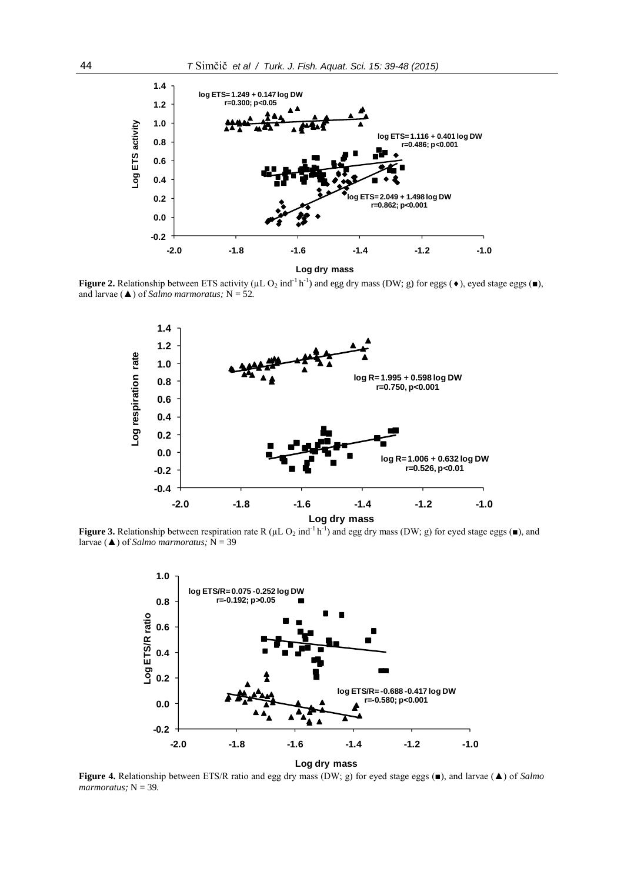**Figure 2.** Relationship between ETS activity (μL $O_2$ ind$^{-1}$ h$^{-1}$) and egg dry mass (DW; g) for eggs (♦), eyed stage eggs (■), and larvae (▲) of *Salmo marmoratus;* N = 52.

**Figure 3.** Relationship between respiration rate R (μL $O_2$ ind$^{-1}$ h$^{-1}$) and egg dry mass (DW; g) for eyed stage eggs (■), and larvae (▲) of *Salmo marmoratus;* N = 39

**Figure 4.** Relationship between ETS/R ratio and egg dry mass (DW; g) for eyed stage eggs (■), and larvae (▲) of *Salmo marmoratus;* N = 39.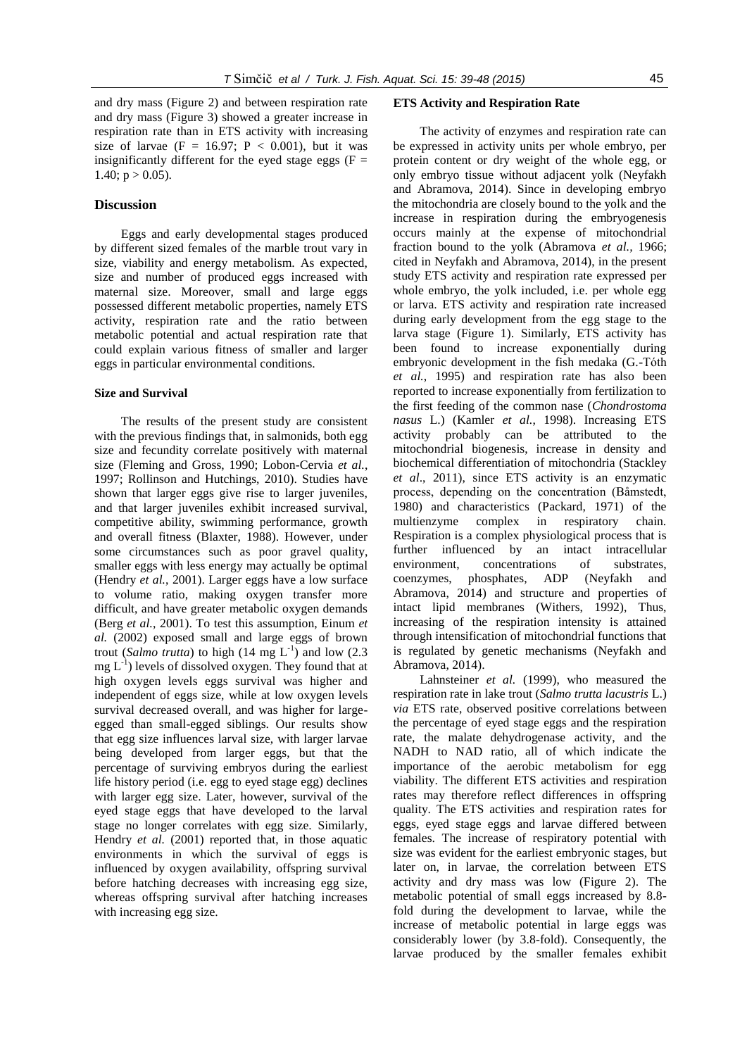and dry mass (Figure 2) and between respiration rate and dry mass (Figure 3) showed a greater increase in respiration rate than in ETS activity with increasing size of larvae ($F = 16.97$; $P < 0.001$), but it was insignificantly different for the eyed stage eggs ($F = 1.40$; $p > 0.05$).

## Discussion

Eggs and early developmental stages produced by different sized females of the marble trout vary in size, viability and energy metabolism. As expected, size and number of produced eggs increased with maternal size. Moreover, small and large eggs possessed different metabolic properties, namely ETS activity, respiration rate and the ratio between metabolic potential and actual respiration rate that could explain various fitness of smaller and larger eggs in particular environmental conditions.

### Size and Survival

The results of the present study are consistent with the previous findings that, in salmonids, both egg size and fecundity correlate positively with maternal size (Fleming and Gross, 1990; Lobon-Cervia *et al.*, 1997; Rollinson and Hutchings, 2010). Studies have shown that larger eggs give rise to larger juveniles, and that larger juveniles exhibit increased survival, competitive ability, swimming performance, growth and overall fitness (Blaxter, 1988). However, under some circumstances such as poor gravel quality, smaller eggs with less energy may actually be optimal (Hendry *et al.*, 2001). Larger eggs have a low surface to volume ratio, making oxygen transfer more difficult, and have greater metabolic oxygen demands (Berg *et al.*, 2001). To test this assumption, Einum *et al.* (2002) exposed small and large eggs of brown trout (*Salmo trutta*) to high (14 mg $L^{-1}$) and low (2.3 mg $L^{-1}$) levels of dissolved oxygen. They found that at high oxygen levels eggs survival was higher and independent of eggs size, while at low oxygen levels survival decreased overall, and was higher for large-egged than small-egged siblings. Our results show that egg size influences larval size, with larger larvae being developed from larger eggs, but that the percentage of surviving embryos during the earliest life history period (i.e. egg to eyed stage egg) declines with larger egg size. Later, however, survival of the eyed stage eggs that have developed to the larval stage no longer correlates with egg size. Similarly, Hendry *et al.* (2001) reported that, in those aquatic environments in which the survival of eggs is influenced by oxygen availability, offspring survival before hatching decreases with increasing egg size, whereas offspring survival after hatching increases with increasing egg size.

### ETS Activity and Respiration Rate

The activity of enzymes and respiration rate can be expressed in activity units per whole embryo, per protein content or dry weight of the whole egg, or only embryo tissue without adjacent yolk (Neyfakh and Abramova, 2014). Since in developing embryo the mitochondria are closely bound to the yolk and the increase in respiration during the embryogenesis occurs mainly at the expense of mitochondrial fraction bound to the yolk (Abramova *et al.*, 1966; cited in Neyfakh and Abramova, 2014), in the present study ETS activity and respiration rate expressed per whole embryo, the yolk included, i.e. per whole egg or larva. ETS activity and respiration rate increased during early development from the egg stage to the larva stage (Figure 1). Similarly, ETS activity has been found to increase exponentially during embryonic development in the fish medaka (G.-Tóth *et al.*, 1995) and respiration rate has also been reported to increase exponentially from fertilization to the first feeding of the common nase (*Chondrostoma nasus* L.) (Kamler *et al.*, 1998). Increasing ETS activity probably can be attributed to the mitochondrial biogenesis, increase in density and biochemical differentiation of mitochondria (Stackley *et al*., 2011), since ETS activity is an enzymatic process, depending on the concentration (Båmstedt, 1980) and characteristics (Packard, 1971) of the multienzyme complex in respiratory chain. Respiration is a complex physiological process that is further influenced by an intact intracellular environment, concentrations of substrates, coenzymes, phosphates, ADP (Neyfakh and Abramova, 2014) and structure and properties of intact lipid membranes (Withers, 1992), Thus, increasing of the respiration intensity is attained through intensification of mitochondrial functions that is regulated by genetic mechanisms (Neyfakh and Abramova, 2014).

Lahnsteiner *et al.* (1999), who measured the respiration rate in lake trout (*Salmo trutta lacustris* L.) *via* ETS rate, observed positive correlations between the percentage of eyed stage eggs and the respiration rate, the malate dehydrogenase activity, and the NADH to NAD ratio, all of which indicate the importance of the aerobic metabolism for egg viability. The different ETS activities and respiration rates may therefore reflect differences in offspring quality. The ETS activities and respiration rates for eggs, eyed stage eggs and larvae differed between females. The increase of respiratory potential with size was evident for the earliest embryonic stages, but later on, in larvae, the correlation between ETS activity and dry mass was low (Figure 2). The metabolic potential of small eggs increased by 8.8-fold during the development to larvae, while the increase of metabolic potential in large eggs was considerably lower (by 3.8-fold). Consequently, the larvae produced by the smaller females exhibit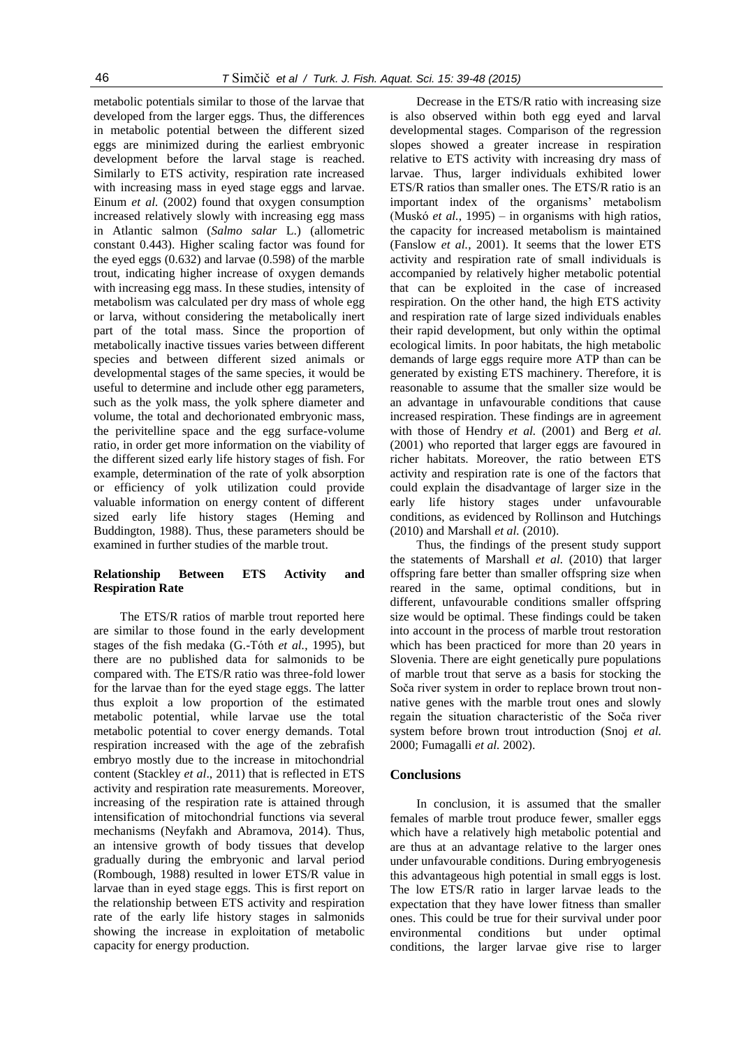metabolic potentials similar to those of the larvae that developed from the larger eggs. Thus, the differences in metabolic potential between the different sized eggs are minimized during the earliest embryonic development before the larval stage is reached. Similarly to ETS activity, respiration rate increased with increasing mass in eyed stage eggs and larvae. Einum *et al.* (2002) found that oxygen consumption increased relatively slowly with increasing egg mass in Atlantic salmon (*Salmo salar* L.) (allometric constant 0.443). Higher scaling factor was found for the eyed eggs (0.632) and larvae (0.598) of the marble trout, indicating higher increase of oxygen demands with increasing egg mass. In these studies, intensity of metabolism was calculated per dry mass of whole egg or larva, without considering the metabolically inert part of the total mass. Since the proportion of metabolically inactive tissues varies between different species and between different sized animals or developmental stages of the same species, it would be useful to determine and include other egg parameters, such as the yolk mass, the yolk sphere diameter and volume, the total and dechorionated embryonic mass, the perivitelline space and the egg surface-volume ratio, in order get more information on the viability of the different sized early life history stages of fish. For example, determination of the rate of yolk absorption or efficiency of yolk utilization could provide valuable information on energy content of different sized early life history stages (Heming and Buddington, 1988). Thus, these parameters should be examined in further studies of the marble trout.

### Relationship Between ETS Activity and Respiration Rate

The ETS/R ratios of marble trout reported here are similar to those found in the early development stages of the fish medaka (G.-Tóth *et al.*, 1995), but there are no published data for salmonids to be compared with. The ETS/R ratio was three-fold lower for the larvae than for the eyed stage eggs. The latter thus exploit a low proportion of the estimated metabolic potential, while larvae use the total metabolic potential to cover energy demands. Total respiration increased with the age of the zebrafish embryo mostly due to the increase in mitochondrial content (Stackley *et al*., 2011) that is reflected in ETS activity and respiration rate measurements. Moreover, increasing of the respiration rate is attained through intensification of mitochondrial functions via several mechanisms (Neyfakh and Abramova, 2014). Thus, an intensive growth of body tissues that develop gradually during the embryonic and larval period (Rombough, 1988) resulted in lower ETS/R value in larvae than in eyed stage eggs. This is first report on the relationship between ETS activity and respiration rate of the early life history stages in salmonids showing the increase in exploitation of metabolic capacity for energy production.

Decrease in the ETS/R ratio with increasing size is also observed within both egg eyed and larval developmental stages. Comparison of the regression slopes showed a greater increase in respiration relative to ETS activity with increasing dry mass of larvae. Thus, larger individuals exhibited lower ETS/R ratios than smaller ones. The ETS/R ratio is an important index of the organisms' metabolism (Muskó *et al.*, 1995) – in organisms with high ratios, the capacity for increased metabolism is maintained (Fanslow *et al.*, 2001). It seems that the lower ETS activity and respiration rate of small individuals is accompanied by relatively higher metabolic potential that can be exploited in the case of increased respiration. On the other hand, the high ETS activity and respiration rate of large sized individuals enables their rapid development, but only within the optimal ecological limits. In poor habitats, the high metabolic demands of large eggs require more ATP than can be generated by existing ETS machinery. Therefore, it is reasonable to assume that the smaller size would be an advantage in unfavourable conditions that cause increased respiration. These findings are in agreement with those of Hendry *et al.* (2001) and Berg *et al.* (2001) who reported that larger eggs are favoured in richer habitats. Moreover, the ratio between ETS activity and respiration rate is one of the factors that could explain the disadvantage of larger size in the early life history stages under unfavourable conditions, as evidenced by Rollinson and Hutchings (2010) and Marshall *et al.* (2010).

Thus, the findings of the present study support the statements of Marshall *et al.* (2010) that larger offspring fare better than smaller offspring size when reared in the same, optimal conditions, but in different, unfavourable conditions smaller offspring size would be optimal. These findings could be taken into account in the process of marble trout restoration which has been practiced for more than 20 years in Slovenia. There are eight genetically pure populations of marble trout that serve as a basis for stocking the Soča river system in order to replace brown trout non-native genes with the marble trout ones and slowly regain the situation characteristic of the Soča river system before brown trout introduction (Snoj *et al.* 2000; Fumagalli *et al.* 2002).

## Conclusions

In conclusion, it is assumed that the smaller females of marble trout produce fewer, smaller eggs which have a relatively high metabolic potential and are thus at an advantage relative to the larger ones under unfavourable conditions. During embryogenesis this advantageous high potential in small eggs is lost. The low ETS/R ratio in larger larvae leads to the expectation that they have lower fitness than smaller ones. This could be true for their survival under poor environmental conditions but under optimal conditions, the larger larvae give rise to larger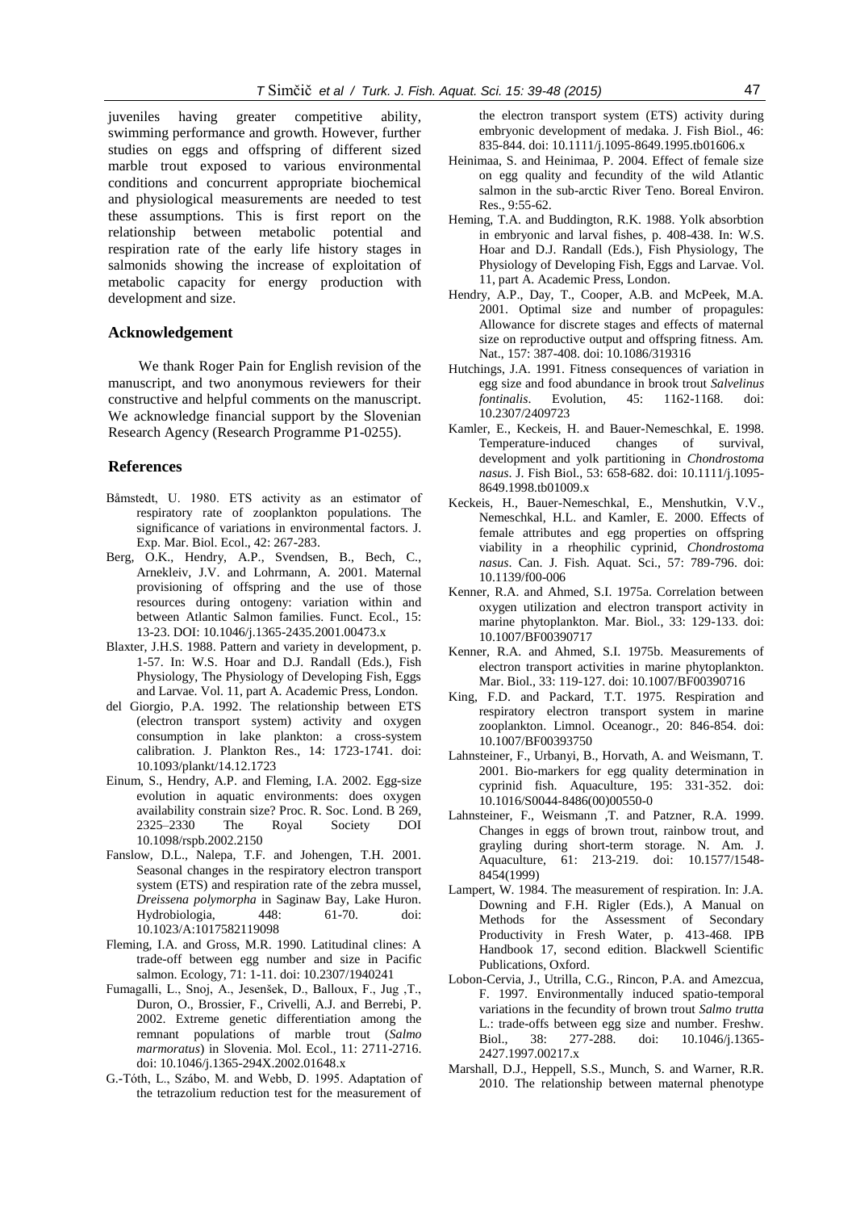juveniles having greater competitive ability, swimming performance and growth. However, further studies on eggs and offspring of different sized marble trout exposed to various environmental conditions and concurrent appropriate biochemical and physiological measurements are needed to test these assumptions. This is first report on the relationship between metabolic potential and respiration rate of the early life history stages in salmonids showing the increase of exploitation of metabolic capacity for energy production with development and size.

## Acknowledgement

We thank Roger Pain for English revision of the manuscript, and two anonymous reviewers for their constructive and helpful comments on the manuscript. We acknowledge financial support by the Slovenian Research Agency (Research Programme P1-0255).

## References

Båmstedt, U. 1980. ETS activity as an estimator of respiratory rate of zooplankton populations. The significance of variations in environmental factors. J. Exp. Mar. Biol. Ecol., 42: 267-283.

Berg, O.K., Hendry, A.P., Svendsen, B., Bech, C., Arnekleiv, J.V. and Lohrmann, A. 2001. Maternal provisioning of offspring and the use of those resources during ontogeny: variation within and between Atlantic Salmon families. Funct. Ecol., 15: 13-23. DOI: 10.1046/j.1365-2435.2001.00473.x

Blaxter, J.H.S. 1988. Pattern and variety in development, p. 1-57. In: W.S. Hoar and D.J. Randall (Eds.), Fish Physiology, The Physiology of Developing Fish, Eggs and Larvae. Vol. 11, part A. Academic Press, London.

del Giorgio, P.A. 1992. The relationship between ETS (electron transport system) activity and oxygen consumption in lake plankton: a cross-system calibration. J. Plankton Res., 14: 1723-1741. doi: 10.1093/plankt/14.12.1723

Einum, S., Hendry, A.P. and Fleming, I.A. 2002. Egg-size evolution in aquatic environments: does oxygen availability constrain size? Proc. R. Soc. Lond. B 269, 2325–2330 The Royal Society DOI 10.1098/rspb.2002.2150

Fanslow, D.L., Nalepa, T.F. and Johengen, T.H. 2001. Seasonal changes in the respiratory electron transport system (ETS) and respiration rate of the zebra mussel, *Dreissena polymorpha* in Saginaw Bay, Lake Huron. Hydrobiologia, 448: 61-70. doi: 10.1023/A:1017582119098

Fleming, I.A. and Gross, M.R. 1990. Latitudinal clines: A trade-off between egg number and size in Pacific salmon. Ecology, 71: 1-11. doi: 10.2307/1940241

Fumagalli, L., Snoj, A., Jesenšek, D., Balloux, F., Jug ,T., Duron, O., Brossier, F., Crivelli, A.J. and Berrebi, P. 2002. Extreme genetic differentiation among the remnant populations of marble trout (*Salmo marmoratus*) in Slovenia. Mol. Ecol., 11: 2711-2716. doi: 10.1046/j.1365-294X.2002.01648.x

G.-Tóth, L., Szábo, M. and Webb, D. 1995. Adaptation of the tetrazolium reduction test for the measurement of the electron transport system (ETS) activity during embryonic development of medaka. J. Fish Biol., 46: 835-844. doi: 10.1111/j.1095-8649.1995.tb01606.x

Heinimaa, S. and Heinimaa, P. 2004. Effect of female size on egg quality and fecundity of the wild Atlantic salmon in the sub-arctic River Teno. Boreal Environ. Res., 9:55-62.

Heming, T.A. and Buddington, R.K. 1988. Yolk absorbtion in embryonic and larval fishes, p. 408-438. In: W.S. Hoar and D.J. Randall (Eds.), Fish Physiology, The Physiology of Developing Fish, Eggs and Larvae. Vol. 11, part A. Academic Press, London.

Hendry, A.P., Day, T., Cooper, A.B. and McPeek, M.A. 2001. Optimal size and number of propagules: Allowance for discrete stages and effects of maternal size on reproductive output and offspring fitness. Am. Nat., 157: 387-408. doi: 10.1086/319316

Hutchings, J.A. 1991. Fitness consequences of variation in egg size and food abundance in brook trout *Salvelinus fontinalis*. Evolution, 45: 1162-1168. doi: 10.2307/2409723

Kamler, E., Keckeis, H. and Bauer-Nemeschkal, E. 1998. Temperature-induced changes of survival, development and yolk partitioning in *Chondrostoma nasus*. J. Fish Biol., 53: 658-682. doi: 10.1111/j.1095-8649.1998.tb01009.x

Keckeis, H., Bauer-Nemeschkal, E., Menshutkin, V.V., Nemeschkal, H.L. and Kamler, E. 2000. Effects of female attributes and egg properties on offspring viability in a rheophilic cyprinid, *Chondrostoma nasus*. Can. J. Fish. Aquat. Sci., 57: 789-796. doi: 10.1139/f00-006

Kenner, R.A. and Ahmed, S.I. 1975a. Correlation between oxygen utilization and electron transport activity in marine phytoplankton. Mar. Biol., 33: 129-133. doi: 10.1007/BF00390717

Kenner, R.A. and Ahmed, S.I. 1975b. Measurements of electron transport activities in marine phytoplankton. Mar. Biol., 33: 119-127. doi: 10.1007/BF00390716

King, F.D. and Packard, T.T. 1975. Respiration and respiratory electron transport system in marine zooplankton. Limnol. Oceanogr., 20: 846-854. doi: 10.1007/BF00393750

Lahnsteiner, F., Urbanyi, B., Horvath, A. and Weismann, T. 2001. Bio-markers for egg quality determination in cyprinid fish. Aquaculture, 195: 331-352. doi: 10.1016/S0044-8486(00)00550-0

Lahnsteiner, F., Weismann ,T. and Patzner, R.A. 1999. Changes in eggs of brown trout, rainbow trout, and grayling during short-term storage. N. Am. J. Aquaculture, 61: 213-219. doi: 10.1577/1548-8454(1999)

Lampert, W. 1984. The measurement of respiration. In: J.A. Downing and F.H. Rigler (Eds.), A Manual on Methods for the Assessment of Secondary Productivity in Fresh Water, p. 413-468. IPB Handbook 17, second edition. Blackwell Scientific Publications, Oxford.

Lobon-Cervia, J., Utrilla, C.G., Rincon, P.A. and Amezcua, F. 1997. Environmentally induced spatio-temporal variations in the fecundity of brown trout *Salmo trutta* L.: trade-offs between egg size and number. Freshw. Biol., 38: 277-288. doi: 10.1046/j.1365-2427.1997.00217.x

Marshall, D.J., Heppell, S.S., Munch, S. and Warner, R.R. 2010. The relationship between maternal phenotype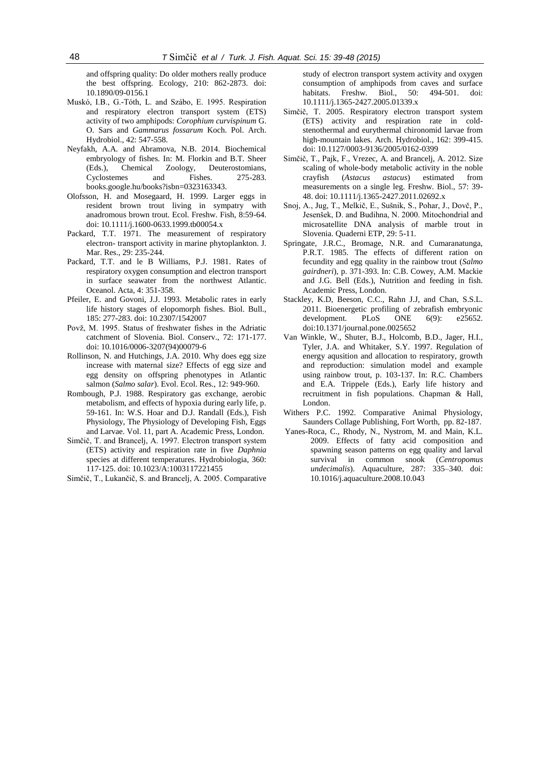and offspring quality: Do older mothers really produce the best offspring. Ecology, 210: 862-2873. doi: 10.1890/09-0156.1

Muskó, I.B., G.-Tóth, L. and Szábo, E. 1995. Respiration and respiratory electron transport system (ETS) activity of two amphipods: *Corophium curvispinum* G. O. Sars and *Gammarus fossarum* Koch. Pol. Arch. Hydrobiol., 42: 547-558.

Neyfakh, A.A. and Abramova, N.B. 2014. Biochemical embryology of fishes. In: M. Florkin and B.T. Sheer (Eds.), Chemical Zoology, Deuterostomians, Cyclostemes and Fishes. 275-283. books.google.hu/books?isbn=0323163343.

Olofsson, H. and Mosegaard, H. 1999. Larger eggs in resident brown trout living in sympatry with anadromous brown trout. Ecol. Freshw. Fish, 8:59-64. doi: 10.1111/j.1600-0633.1999.tb00054.x

Packard, T.T. 1971. The measurement of respiratory electron- transport activity in marine phytoplankton. J. Mar. Res., 29: 235-244.

Packard, T.T. and le B Williams, P.J. 1981. Rates of respiratory oxygen consumption and electron transport in surface seawater from the northwest Atlantic. Oceanol. Acta, 4: 351-358.

Pfeiler, E. and Govoni, J.J. 1993. Metabolic rates in early life history stages of elopomorph fishes. Biol. Bull., 185: 277-283. doi: 10.2307/1542007

Povž, M. 1995. Status of freshwater fishes in the Adriatic catchment of Slovenia. Biol. Conserv., 72: 171-177. doi: 10.1016/0006-3207(94)00079-6

Rollinson, N. and Hutchings, J.A. 2010. Why does egg size increase with maternal size? Effects of egg size and egg density on offspring phenotypes in Atlantic salmon (*Salmo salar*). Evol. Ecol. Res., 12: 949-960.

Rombough, P.J. 1988. Respiratory gas exchange, aerobic metabolism, and effects of hypoxia during early life, p. 59-161. In: W.S. Hoar and D.J. Randall (Eds.), Fish Physiology, The Physiology of Developing Fish, Eggs and Larvae. Vol. 11, part A. Academic Press, London.

Simčič, T. and Brancelj, A. 1997. Electron transport system (ETS) activity and respiration rate in five *Daphnia* species at different temperatures. Hydrobiologia, 360: 117-125. doi: 10.1023/A:1003117221455

Simčič, T., Lukančič, S. and Brancelj, A. 2005. Comparative study of electron transport system activity and oxygen consumption of amphipods from caves and surface habitats. Freshw. Biol., 50: 494-501. doi: 10.1111/j.1365-2427.2005.01339.x

Simčič, T. 2005. Respiratory electron transport system (ETS) activity and respiration rate in cold-stenothermal and eurythermal chironomid larvae from high-mountain lakes. Arch. Hydrobiol., 162: 399-415. doi: 10.1127/0003-9136/2005/0162-0399

Simčič, T., Pajk, F., Vrezec, A. and Brancelj, A. 2012. Size scaling of whole-body metabolic activity in the noble crayfish (*Astacus astacus*) estimated from measurements on a single leg. Freshw. Biol., 57: 39-48. doi: 10.1111/j.1365-2427.2011.02692.x

Snoj, A., Jug, T., Melkič, E., Sušnik, S., Pohar, J., Dovč, P., Jesenšek, D. and Budihna, N. 2000. Mitochondrial and microsatellite DNA analysis of marble trout in Slovenia. Quaderni ETP, 29: 5-11.

Springate, J.R.C., Bromage, N.R. and Cumaranatunga, P.R.T. 1985. The effects of different ration on fecundity and egg quality in the rainbow trout (*Salmo gairdneri*), p. 371-393. In: C.B. Cowey, A.M. Mackie and J.G. Bell (Eds.), Nutrition and feeding in fish. Academic Press, London.

Stackley, K.D, Beeson, C.C., Rahn J.J, and Chan, S.S.L. 2011. Bioenergetic profiling of zebrafish embryonic development. PLoS ONE 6(9): e25652. doi:10.1371/journal.pone.0025652

Van Winkle, W., Shuter, B.J., Holcomb, B.D., Jager, H.I., Tyler, J.A. and Whitaker, S.Y. 1997. Regulation of energy aqusition and allocation to respiratory, growth and reproduction: simulation model and example using rainbow trout, p. 103-137. In: R.C. Chambers and E.A. Trippele (Eds.), Early life history and recruitment in fish populations. Chapman & Hall, London.

Withers P.C. 1992. Comparative Animal Physiology, Saunders Collage Publishing, Fort Worth, pp. 82-187.

Yanes-Roca, C., Rhody, N., Nystrom, M. and Main, K.L. 2009. Effects of fatty acid composition and spawning season patterns on egg quality and larval survival in common snook (*Centropomus undecimalis*). Aquaculture, 287: 335–340. doi: 10.1016/j.aquaculture.2008.10.043